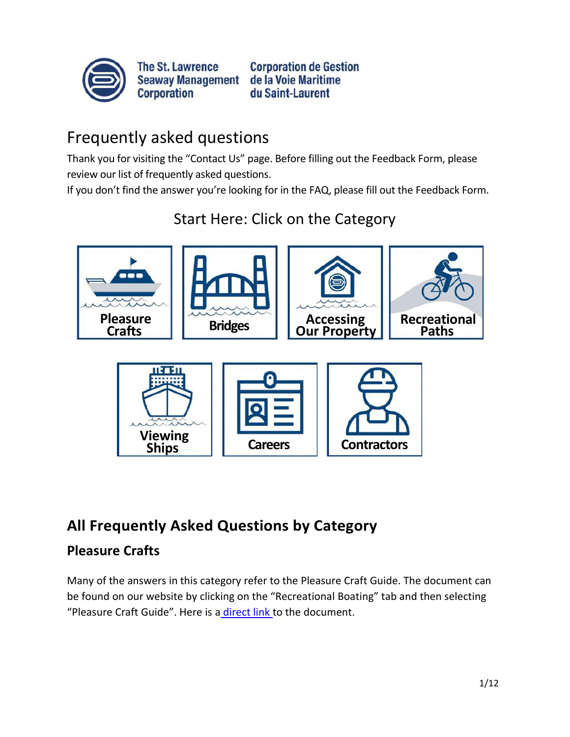The St. Lawrence Seaway Management Corporation | Corporation de Gestion de la Voie Maritime du Saint-Laurent

# Frequently asked questions

Thank you for visiting the "Contact Us" page. Before filling out the Feedback Form, please review our list of frequently asked questions.
If you don't find the answer you're looking for in the FAQ, please fill out the Feedback Form.

## Start Here: Click on the Category

- Pleasure Crafts
- Bridges
- Accessing Our Property
- Recreational Paths
- Viewing Ships
- Careers
- Contractors

## All Frequently Asked Questions by Category

### Pleasure Crafts

Many of the answers in this category refer to the Pleasure Craft Guide. The document can be found on our website by clicking on the "Recreational Boating" tab and then selecting "Pleasure Craft Guide". Here is a direct link to the document.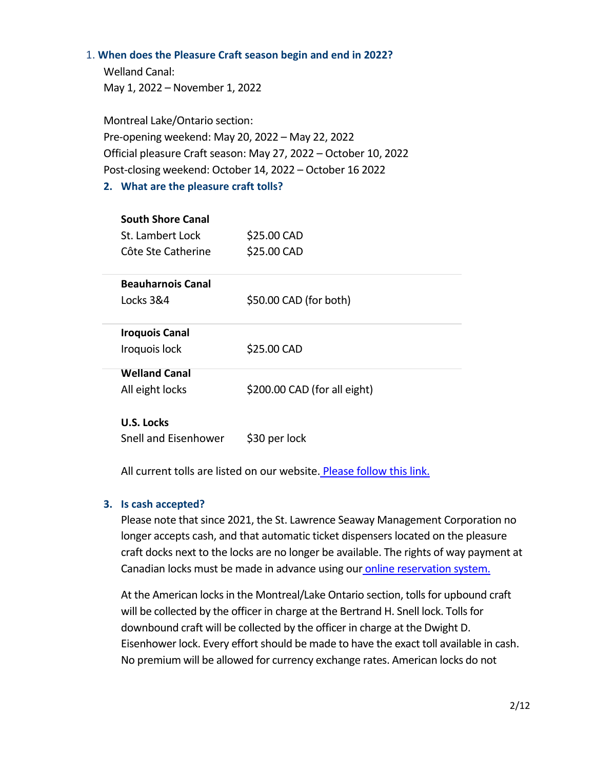1. **When does the Pleasure Craft season begin and end in 2022?**

   Welland Canal:
   May 1, 2022 – November 1, 2022

   Montreal Lake/Ontario section:
   Pre-opening weekend: May 20, 2022 – May 22, 2022
   Official pleasure Craft season: May 27, 2022 – October 10, 2022
   Post-closing weekend: October 14, 2022 – October 16 2022

2. **What are the pleasure craft tolls?**

| | |
|---|---|
| **South Shore Canal** | |
| St. Lambert Lock | $25.00 CAD |
| Côte Ste Catherine | $25.00 CAD |
| **Beauharnois Canal** | |
| Locks 3&4 | $50.00 CAD (for both) |
| **Iroquois Canal** | |
| Iroquois lock | $25.00 CAD |
| **Welland Canal** | |
| All eight locks | $200.00 CAD (for all eight) |
| **U.S. Locks** | |
| Snell and Eisenhower | $30 per lock |

   All current tolls are listed on our website. [Please follow this link.]

3. **Is cash accepted?**

   Please note that since 2021, the St. Lawrence Seaway Management Corporation no longer accepts cash, and that automatic ticket dispensers located on the pleasure craft docks next to the locks are no longer be available. The rights of way payment at Canadian locks must be made in advance using our [online reservation system.]

   At the American locks in the Montreal/Lake Ontario section, tolls for upbound craft will be collected by the officer in charge at the Bertrand H. Snell lock. Tolls for downbound craft will be collected by the officer in charge at the Dwight D. Eisenhower lock. Every effort should be made to have the exact toll available in cash. No premium will be allowed for currency exchange rates. American locks do not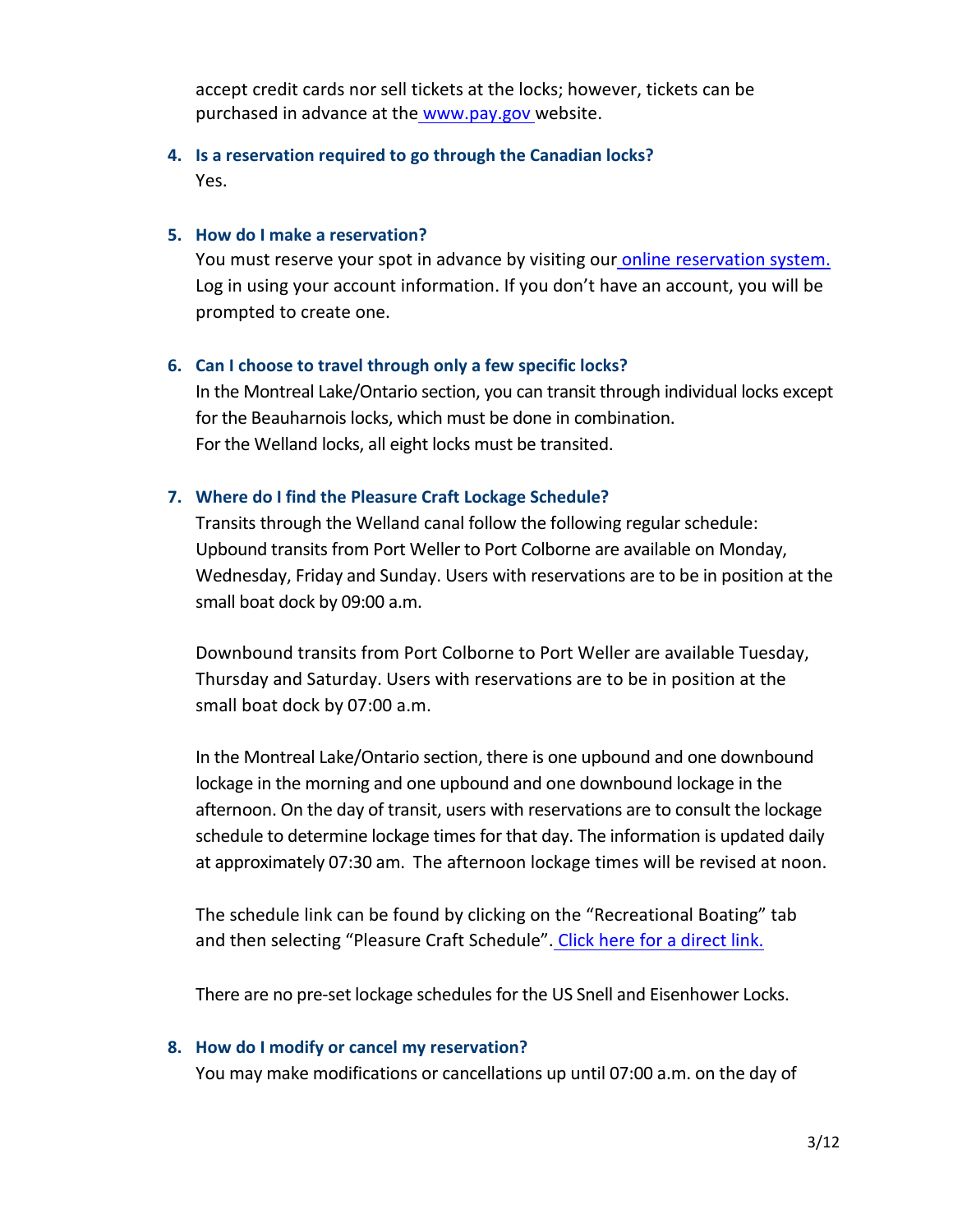accept credit cards nor sell tickets at the locks; however, tickets can be purchased in advance at the www.pay.gov website.

4. **Is a reservation required to go through the Canadian locks?**
   Yes.

5. **How do I make a reservation?**
   You must reserve your spot in advance by visiting our online reservation system. Log in using your account information. If you don't have an account, you will be prompted to create one.

6. **Can I choose to travel through only a few specific locks?**
   In the Montreal Lake/Ontario section, you can transit through individual locks except for the Beauharnois locks, which must be done in combination.
   For the Welland locks, all eight locks must be transited.

7. **Where do I find the Pleasure Craft Lockage Schedule?**
   Transits through the Welland canal follow the following regular schedule: Upbound transits from Port Weller to Port Colborne are available on Monday, Wednesday, Friday and Sunday. Users with reservations are to be in position at the small boat dock by 09:00 a.m.

   Downbound transits from Port Colborne to Port Weller are available Tuesday, Thursday and Saturday. Users with reservations are to be in position at the small boat dock by 07:00 a.m.

   In the Montreal Lake/Ontario section, there is one upbound and one downbound lockage in the morning and one upbound and one downbound lockage in the afternoon. On the day of transit, users with reservations are to consult the lockage schedule to determine lockage times for that day. The information is updated daily at approximately 07:30 am. The afternoon lockage times will be revised at noon.

   The schedule link can be found by clicking on the "Recreational Boating" tab and then selecting "Pleasure Craft Schedule". Click here for a direct link.

   There are no pre-set lockage schedules for the US Snell and Eisenhower Locks.

8. **How do I modify or cancel my reservation?**
   You may make modifications or cancellations up until 07:00 a.m. on the day of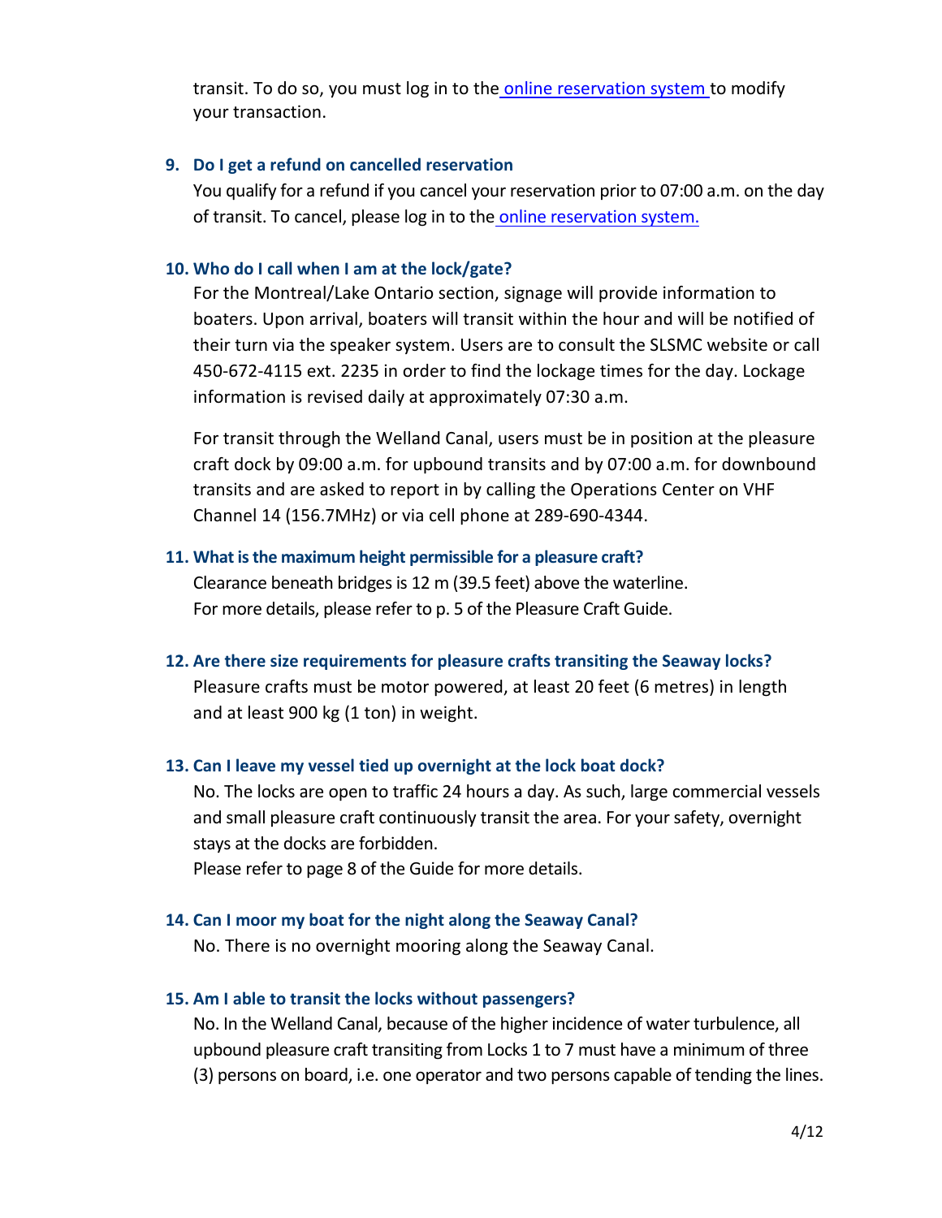transit. To do so, you must log in to the online reservation system to modify your transaction.

### 9. Do I get a refund on cancelled reservation

You qualify for a refund if you cancel your reservation prior to 07:00 a.m. on the day of transit. To cancel, please log in to the online reservation system.

### 10. Who do I call when I am at the lock/gate?

For the Montreal/Lake Ontario section, signage will provide information to boaters. Upon arrival, boaters will transit within the hour and will be notified of their turn via the speaker system. Users are to consult the SLSMC website or call 450-672-4115 ext. 2235 in order to find the lockage times for the day. Lockage information is revised daily at approximately 07:30 a.m.

For transit through the Welland Canal, users must be in position at the pleasure craft dock by 09:00 a.m. for upbound transits and by 07:00 a.m. for downbound transits and are asked to report in by calling the Operations Center on VHF Channel 14 (156.7MHz) or via cell phone at 289-690-4344.

### 11. What is the maximum height permissible for a pleasure craft?

Clearance beneath bridges is 12 m (39.5 feet) above the waterline.
For more details, please refer to p. 5 of the Pleasure Craft Guide.

### 12. Are there size requirements for pleasure crafts transiting the Seaway locks?

Pleasure crafts must be motor powered, at least 20 feet (6 metres) in length and at least 900 kg (1 ton) in weight.

### 13. Can I leave my vessel tied up overnight at the lock boat dock?

No. The locks are open to traffic 24 hours a day. As such, large commercial vessels and small pleasure craft continuously transit the area. For your safety, overnight stays at the docks are forbidden.
Please refer to page 8 of the Guide for more details.

### 14. Can I moor my boat for the night along the Seaway Canal?

No. There is no overnight mooring along the Seaway Canal.

### 15. Am I able to transit the locks without passengers?

No. In the Welland Canal, because of the higher incidence of water turbulence, all upbound pleasure craft transiting from Locks 1 to 7 must have a minimum of three (3) persons on board, i.e. one operator and two persons capable of tending the lines.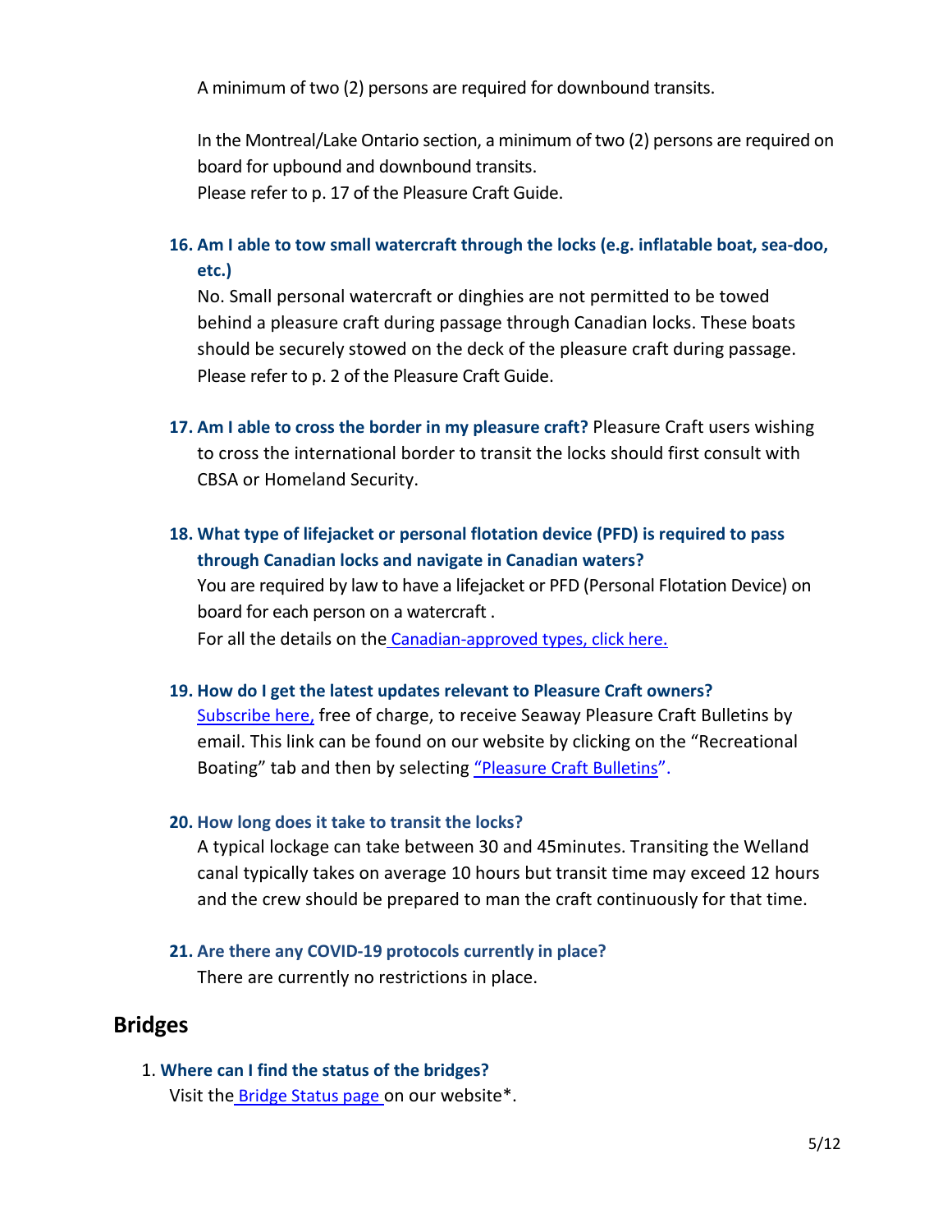A minimum of two (2) persons are required for downbound transits.

In the Montreal/Lake Ontario section, a minimum of two (2) persons are required on board for upbound and downbound transits.
Please refer to p. 17 of the Pleasure Craft Guide.

16. **Am I able to tow small watercraft through the locks (e.g. inflatable boat, sea-doo, etc.)**
    No. Small personal watercraft or dinghies are not permitted to be towed behind a pleasure craft during passage through Canadian locks. These boats should be securely stowed on the deck of the pleasure craft during passage. Please refer to p. 2 of the Pleasure Craft Guide.

17. **Am I able to cross the border in my pleasure craft?** Pleasure Craft users wishing to cross the international border to transit the locks should first consult with CBSA or Homeland Security.

18. **What type of lifejacket or personal flotation device (PFD) is required to pass through Canadian locks and navigate in Canadian waters?**
    You are required by law to have a lifejacket or PFD (Personal Flotation Device) on board for each person on a watercraft .
    For all the details on the [Canadian-approved types, click here.]()

19. **How do I get the latest updates relevant to Pleasure Craft owners?**
    [Subscribe here,]() free of charge, to receive Seaway Pleasure Craft Bulletins by email. This link can be found on our website by clicking on the "Recreational Boating" tab and then by selecting ["Pleasure Craft Bulletins"]().

20. **How long does it take to transit the locks?**
    A typical lockage can take between 30 and 45minutes. Transiting the Welland canal typically takes on average 10 hours but transit time may exceed 12 hours and the crew should be prepared to man the craft continuously for that time.

21. **Are there any COVID-19 protocols currently in place?**
    There are currently no restrictions in place.

## Bridges

1. **Where can I find the status of the bridges?**
   Visit the [Bridge Status page]() on our website*.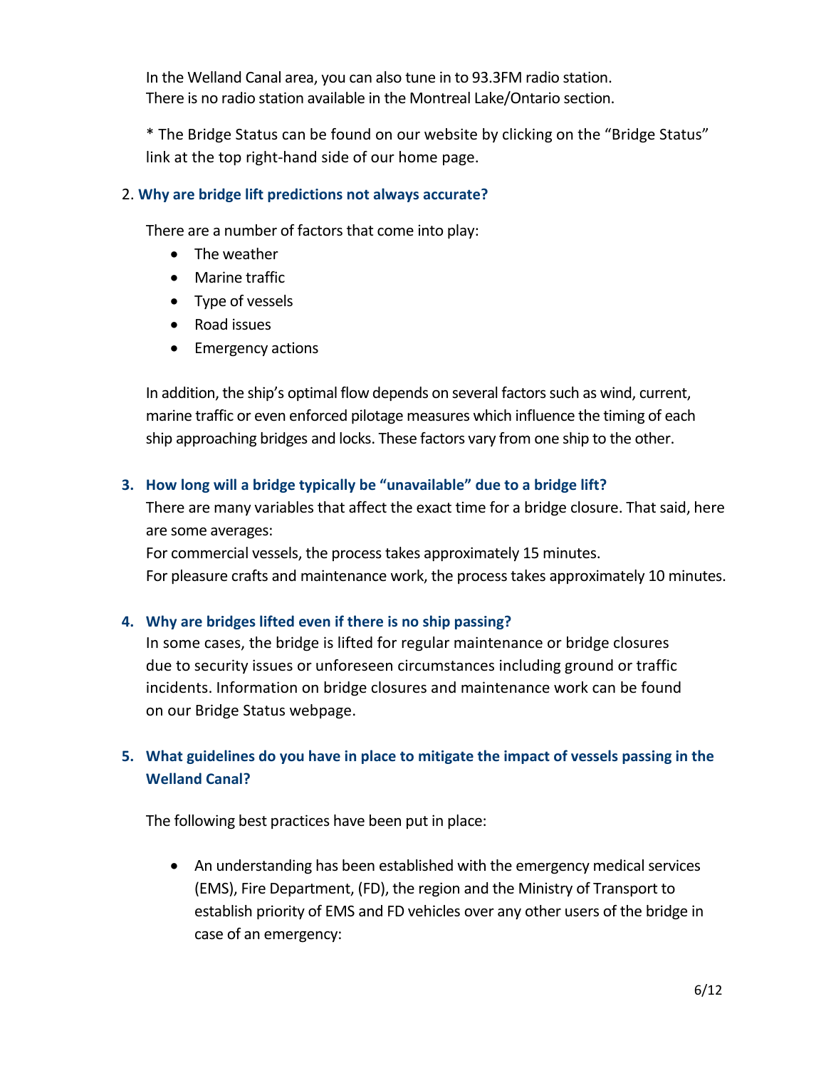In the Welland Canal area, you can also tune in to 93.3FM radio station.
There is no radio station available in the Montreal Lake/Ontario section.

* The Bridge Status can be found on our website by clicking on the "Bridge Status" link at the top right-hand side of our home page.

2. **Why are bridge lift predictions not always accurate?**

   There are a number of factors that come into play:

   - The weather
   - Marine traffic
   - Type of vessels
   - Road issues
   - Emergency actions

   In addition, the ship's optimal flow depends on several factors such as wind, current, marine traffic or even enforced pilotage measures which influence the timing of each ship approaching bridges and locks. These factors vary from one ship to the other.

3. **How long will a bridge typically be "unavailable" due to a bridge lift?**

   There are many variables that affect the exact time for a bridge closure. That said, here are some averages:
   For commercial vessels, the process takes approximately 15 minutes.
   For pleasure crafts and maintenance work, the process takes approximately 10 minutes.

4. **Why are bridges lifted even if there is no ship passing?**

   In some cases, the bridge is lifted for regular maintenance or bridge closures due to security issues or unforeseen circumstances including ground or traffic incidents. Information on bridge closures and maintenance work can be found on our Bridge Status webpage.

5. **What guidelines do you have in place to mitigate the impact of vessels passing in the Welland Canal?**

   The following best practices have been put in place:

   - An understanding has been established with the emergency medical services (EMS), Fire Department, (FD), the region and the Ministry of Transport to establish priority of EMS and FD vehicles over any other users of the bridge in case of an emergency: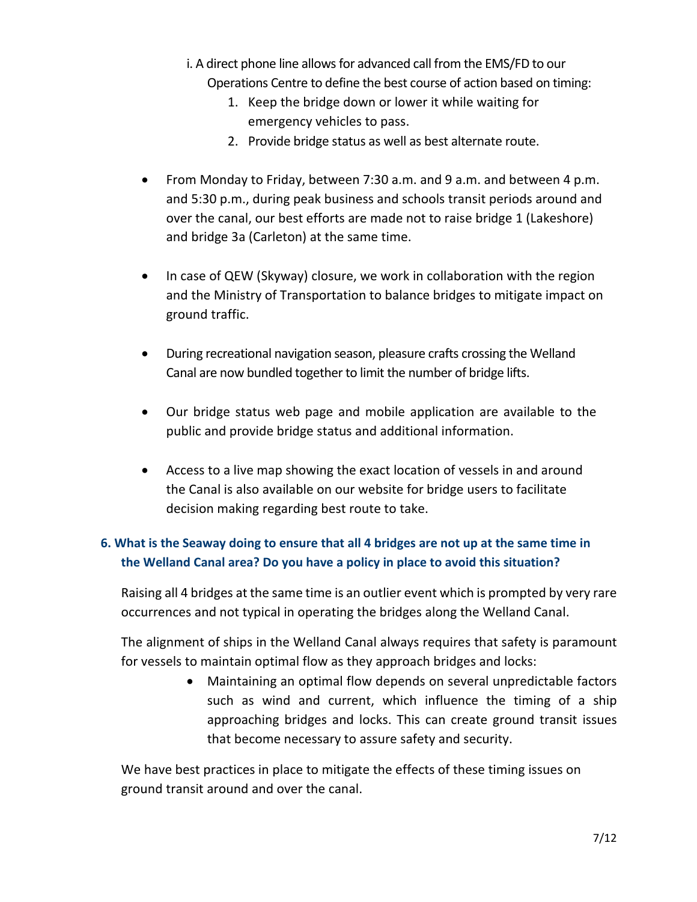i. A direct phone line allows for advanced call from the EMS/FD to our Operations Centre to define the best course of action based on timing:

1. Keep the bridge down or lower it while waiting for emergency vehicles to pass.
2. Provide bridge status as well as best alternate route.

- From Monday to Friday, between 7:30 a.m. and 9 a.m. and between 4 p.m. and 5:30 p.m., during peak business and schools transit periods around and over the canal, our best efforts are made not to raise bridge 1 (Lakeshore) and bridge 3a (Carleton) at the same time.

- In case of QEW (Skyway) closure, we work in collaboration with the region and the Ministry of Transportation to balance bridges to mitigate impact on ground traffic.

- During recreational navigation season, pleasure crafts crossing the Welland Canal are now bundled together to limit the number of bridge lifts.

- Our bridge status web page and mobile application are available to the public and provide bridge status and additional information.

- Access to a live map showing the exact location of vessels in and around the Canal is also available on our website for bridge users to facilitate decision making regarding best route to take.

**6. What is the Seaway doing to ensure that all 4 bridges are not up at the same time in the Welland Canal area? Do you have a policy in place to avoid this situation?**

Raising all 4 bridges at the same time is an outlier event which is prompted by very rare occurrences and not typical in operating the bridges along the Welland Canal.

The alignment of ships in the Welland Canal always requires that safety is paramount for vessels to maintain optimal flow as they approach bridges and locks:

- Maintaining an optimal flow depends on several unpredictable factors such as wind and current, which influence the timing of a ship approaching bridges and locks. This can create ground transit issues that become necessary to assure safety and security.

We have best practices in place to mitigate the effects of these timing issues on ground transit around and over the canal.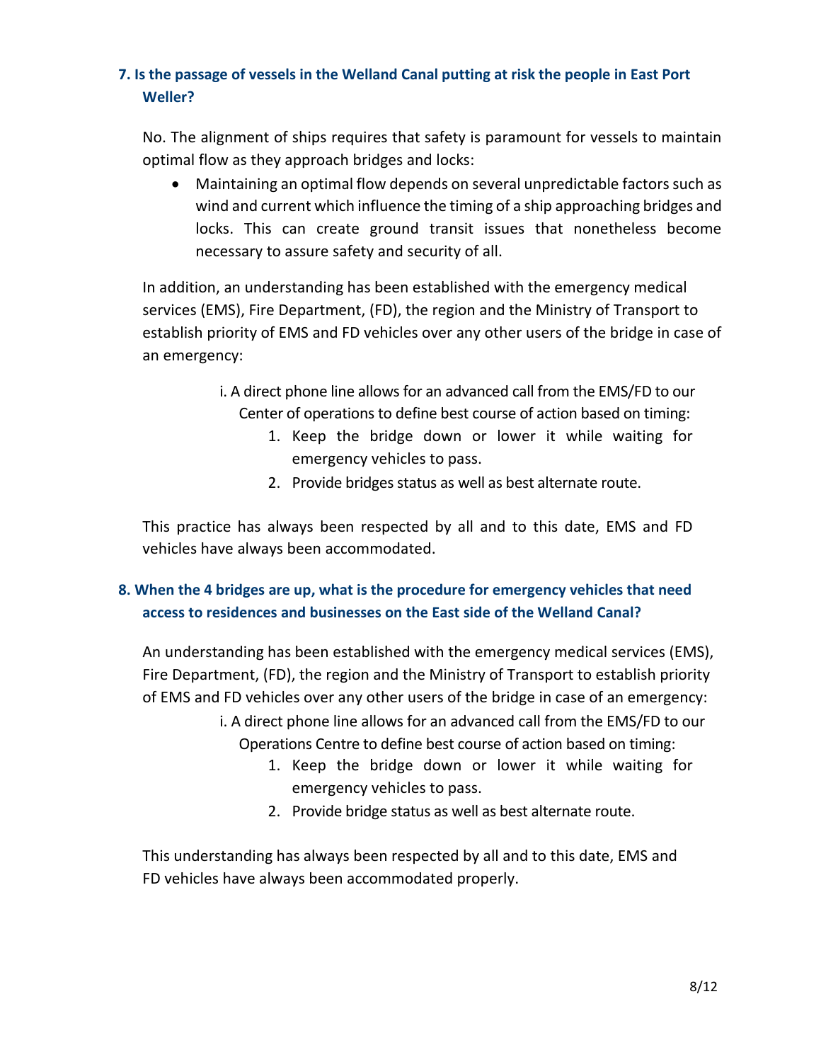### 7. Is the passage of vessels in the Welland Canal putting at risk the people in East Port Weller?

No. The alignment of ships requires that safety is paramount for vessels to maintain optimal flow as they approach bridges and locks:

- Maintaining an optimal flow depends on several unpredictable factors such as wind and current which influence the timing of a ship approaching bridges and locks. This can create ground transit issues that nonetheless become necessary to assure safety and security of all.

In addition, an understanding has been established with the emergency medical services (EMS), Fire Department, (FD), the region and the Ministry of Transport to establish priority of EMS and FD vehicles over any other users of the bridge in case of an emergency:

i. A direct phone line allows for an advanced call from the EMS/FD to our Center of operations to define best course of action based on timing:

1. Keep the bridge down or lower it while waiting for emergency vehicles to pass.
2. Provide bridges status as well as best alternate route.

This practice has always been respected by all and to this date, EMS and FD vehicles have always been accommodated.

### 8. When the 4 bridges are up, what is the procedure for emergency vehicles that need access to residences and businesses on the East side of the Welland Canal?

An understanding has been established with the emergency medical services (EMS), Fire Department, (FD), the region and the Ministry of Transport to establish priority of EMS and FD vehicles over any other users of the bridge in case of an emergency:

i. A direct phone line allows for an advanced call from the EMS/FD to our Operations Centre to define best course of action based on timing:

1. Keep the bridge down or lower it while waiting for emergency vehicles to pass.
2. Provide bridge status as well as best alternate route.

This understanding has always been respected by all and to this date, EMS and FD vehicles have always been accommodated properly.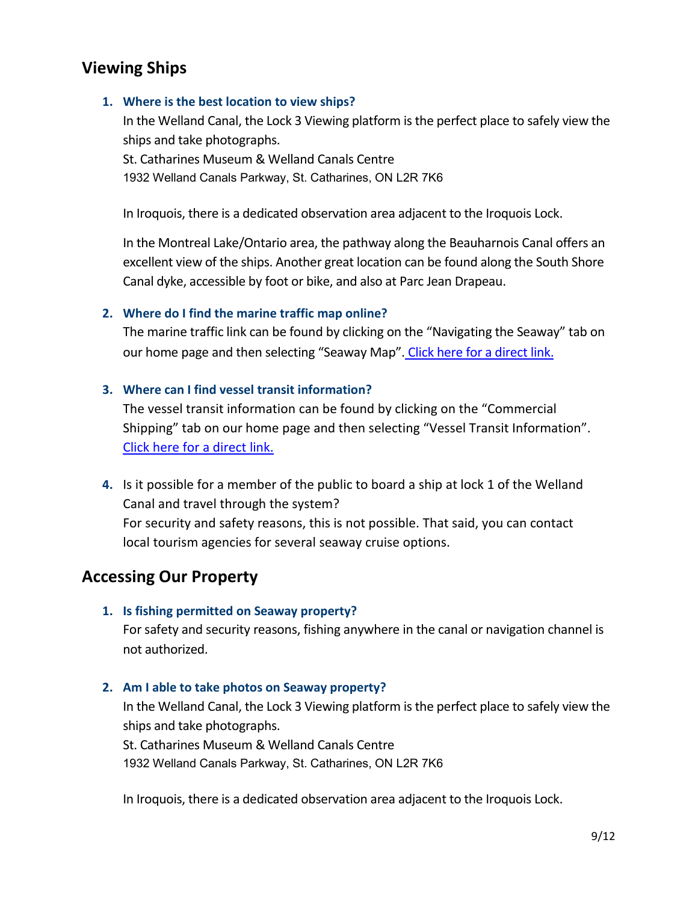## Viewing Ships

1. **Where is the best location to view ships?**

   In the Welland Canal, the Lock 3 Viewing platform is the perfect place to safely view the ships and take photographs.
   St. Catharines Museum & Welland Canals Centre
   1932 Welland Canals Parkway, St. Catharines, ON L2R 7K6

   In Iroquois, there is a dedicated observation area adjacent to the Iroquois Lock.

   In the Montreal Lake/Ontario area, the pathway along the Beauharnois Canal offers an excellent view of the ships. Another great location can be found along the South Shore Canal dyke, accessible by foot or bike, and also at Parc Jean Drapeau.

2. **Where do I find the marine traffic map online?**

   The marine traffic link can be found by clicking on the "Navigating the Seaway" tab on our home page and then selecting "Seaway Map". Click here for a direct link.

3. **Where can I find vessel transit information?**

   The vessel transit information can be found by clicking on the "Commercial Shipping" tab on our home page and then selecting "Vessel Transit Information". Click here for a direct link.

4. Is it possible for a member of the public to board a ship at lock 1 of the Welland Canal and travel through the system?

   For security and safety reasons, this is not possible. That said, you can contact local tourism agencies for several seaway cruise options.

## Accessing Our Property

1. **Is fishing permitted on Seaway property?**

   For safety and security reasons, fishing anywhere in the canal or navigation channel is not authorized.

2. **Am I able to take photos on Seaway property?**

   In the Welland Canal, the Lock 3 Viewing platform is the perfect place to safely view the ships and take photographs.
   St. Catharines Museum & Welland Canals Centre
   1932 Welland Canals Parkway, St. Catharines, ON L2R 7K6

   In Iroquois, there is a dedicated observation area adjacent to the Iroquois Lock.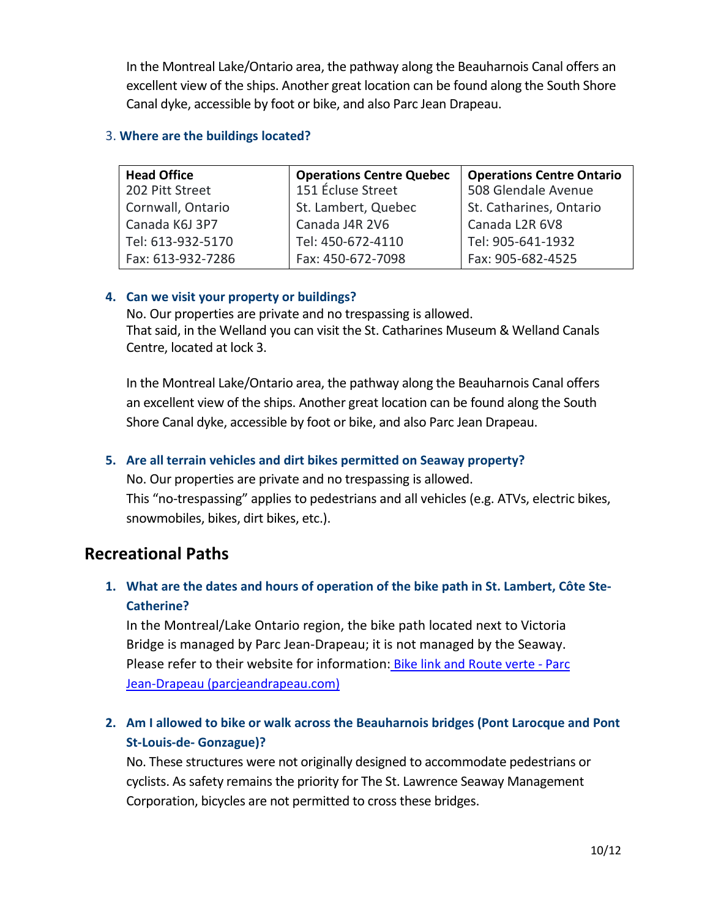In the Montreal Lake/Ontario area, the pathway along the Beauharnois Canal offers an excellent view of the ships. Another great location can be found along the South Shore Canal dyke, accessible by foot or bike, and also Parc Jean Drapeau.

3. **Where are the buildings located?**

| Head Office | Operations Centre Quebec | Operations Centre Ontario |
|---|---|---|
| 202 Pitt Street | 151 Écluse Street | 508 Glendale Avenue |
| Cornwall, Ontario | St. Lambert, Quebec | St. Catharines, Ontario |
| Canada K6J 3P7 | Canada J4R 2V6 | Canada L2R 6V8 |
| Tel: 613-932-5170 | Tel: 450-672-4110 | Tel: 905-641-1932 |
| Fax: 613-932-7286 | Fax: 450-672-7098 | Fax: 905-682-4525 |

4. **Can we visit your property or buildings?**
   No. Our properties are private and no trespassing is allowed.
   That said, in the Welland you can visit the St. Catharines Museum & Welland Canals Centre, located at lock 3.

   In the Montreal Lake/Ontario area, the pathway along the Beauharnois Canal offers an excellent view of the ships. Another great location can be found along the South Shore Canal dyke, accessible by foot or bike, and also Parc Jean Drapeau.

5. **Are all terrain vehicles and dirt bikes permitted on Seaway property?**
   No. Our properties are private and no trespassing is allowed.
   This "no-trespassing" applies to pedestrians and all vehicles (e.g. ATVs, electric bikes, snowmobiles, bikes, dirt bikes, etc.).

## Recreational Paths

1. **What are the dates and hours of operation of the bike path in St. Lambert, Côte Ste-Catherine?**
   In the Montreal/Lake Ontario region, the bike path located next to Victoria Bridge is managed by Parc Jean-Drapeau; it is not managed by the Seaway. Please refer to their website for information: Bike link and Route verte - Parc Jean-Drapeau (parcjeandrapeau.com)

2. **Am I allowed to bike or walk across the Beauharnois bridges (Pont Larocque and Pont St-Louis-de- Gonzague)?**
   No. These structures were not originally designed to accommodate pedestrians or cyclists. As safety remains the priority for The St. Lawrence Seaway Management Corporation, bicycles are not permitted to cross these bridges.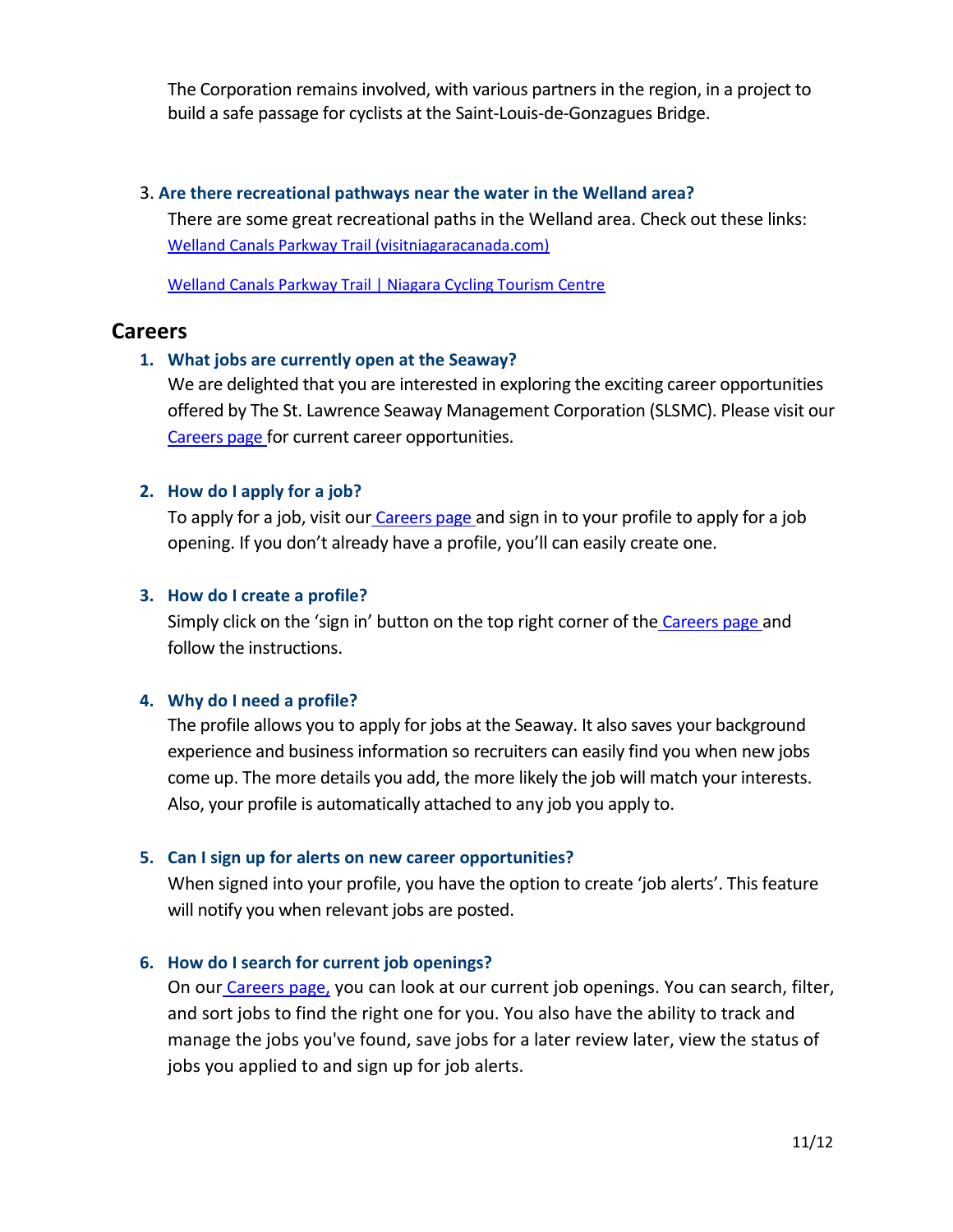The Corporation remains involved, with various partners in the region, in a project to build a safe passage for cyclists at the Saint-Louis-de-Gonzagues Bridge.

3. **Are there recreational pathways near the water in the Welland area?**

   There are some great recreational paths in the Welland area. Check out these links:
   [Welland Canals Parkway Trail (visitniagaracanada.com)]

   [Welland Canals Parkway Trail | Niagara Cycling Tourism Centre]

## Careers

1. **What jobs are currently open at the Seaway?**

   We are delighted that you are interested in exploring the exciting career opportunities offered by The St. Lawrence Seaway Management Corporation (SLSMC). Please visit our Careers page for current career opportunities.

2. **How do I apply for a job?**

   To apply for a job, visit our Careers page and sign in to your profile to apply for a job opening. If you don't already have a profile, you'll can easily create one.

3. **How do I create a profile?**

   Simply click on the 'sign in' button on the top right corner of the Careers page and follow the instructions.

4. **Why do I need a profile?**

   The profile allows you to apply for jobs at the Seaway. It also saves your background experience and business information so recruiters can easily find you when new jobs come up. The more details you add, the more likely the job will match your interests. Also, your profile is automatically attached to any job you apply to.

5. **Can I sign up for alerts on new career opportunities?**

   When signed into your profile, you have the option to create 'job alerts'. This feature will notify you when relevant jobs are posted.

6. **How do I search for current job openings?**

   On our Careers page, you can look at our current job openings. You can search, filter, and sort jobs to find the right one for you. You also have the ability to track and manage the jobs you've found, save jobs for a later review later, view the status of jobs you applied to and sign up for job alerts.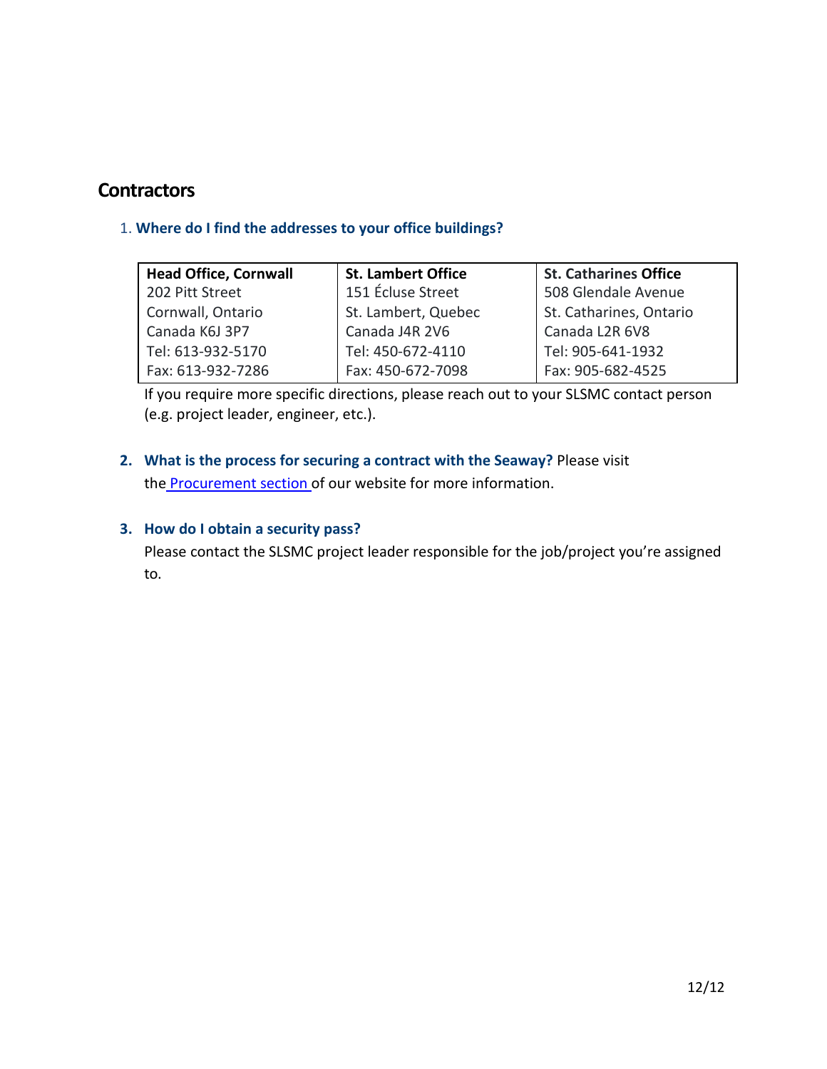## Contractors

1. **Where do I find the addresses to your office buildings?**

| **Head Office, Cornwall** | **St. Lambert Office** | **St. Catharines Office** |
|---|---|---|
| 202 Pitt Street | 151 Écluse Street | 508 Glendale Avenue |
| Cornwall, Ontario | St. Lambert, Quebec | St. Catharines, Ontario |
| Canada K6J 3P7 | Canada J4R 2V6 | Canada L2R 6V8 |
| Tel: 613-932-5170 | Tel: 450-672-4110 | Tel: 905-641-1932 |
| Fax: 613-932-7286 | Fax: 450-672-7098 | Fax: 905-682-4525 |

If you require more specific directions, please reach out to your SLSMC contact person (e.g. project leader, engineer, etc.).

2. **What is the process for securing a contract with the Seaway?** Please visit the Procurement section of our website for more information.

3. **How do I obtain a security pass?**
   Please contact the SLSMC project leader responsible for the job/project you're assigned to.